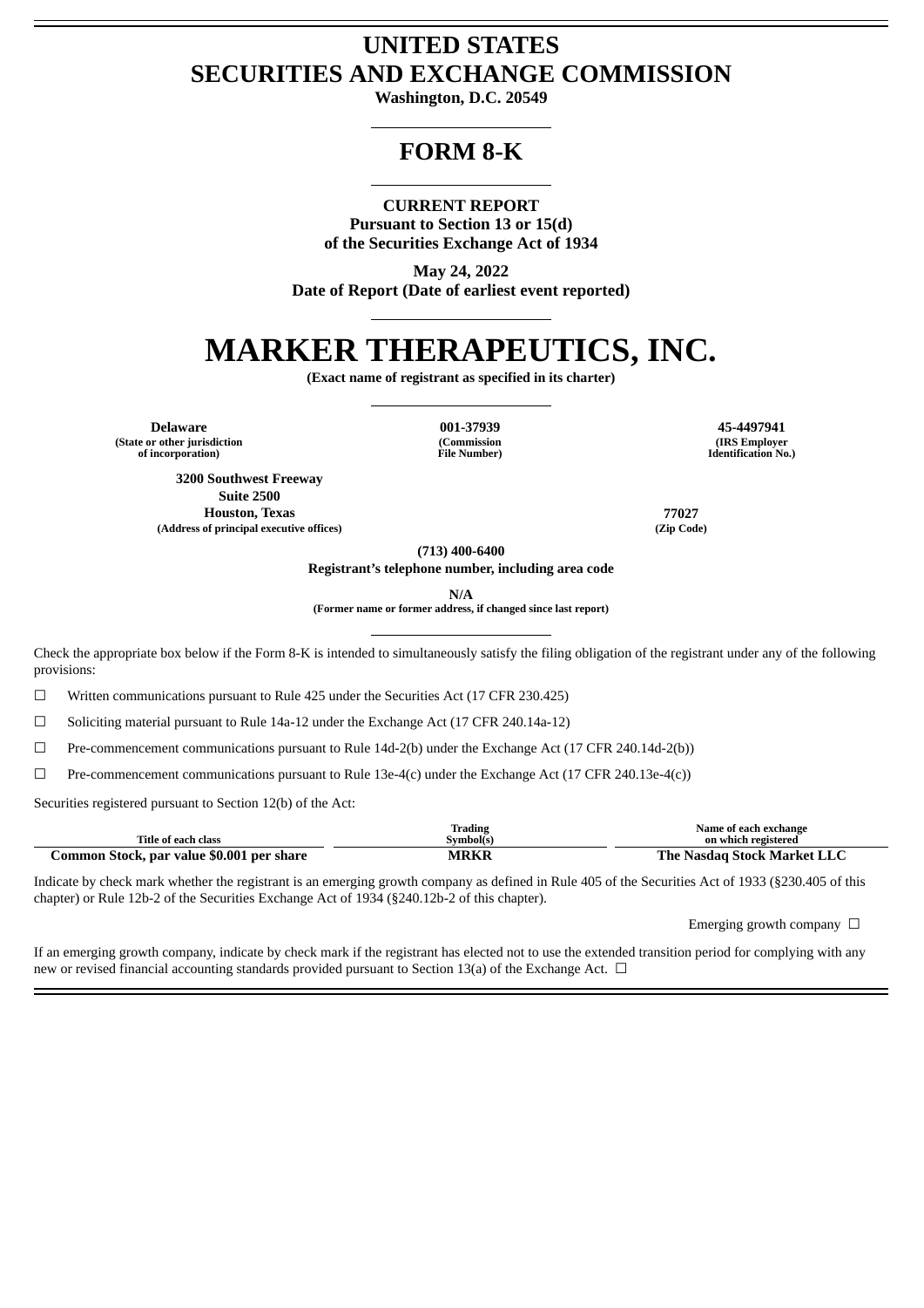# UNITED STATES
# SECURITIES AND EXCHANGE COMMISSION

**Washington, D.C. 20549**

## FORM 8-K

**CURRENT REPORT**
**Pursuant to Section 13 or 15(d)**
**of the Securities Exchange Act of 1934**

**May 24, 2022**
**Date of Report (Date of earliest event reported)**

# MARKER THERAPEUTICS, INC.

**(Exact name of registrant as specified in its charter)**

| Delaware | 001-37939 | 45-4497941 |
|---|---|---|
| (State or other jurisdiction of incorporation) | (Commission File Number) | (IRS Employer Identification No.) |

| 3200 Southwest Freeway Suite 2500 Houston, Texas | 77027 |
|---|---|
| (Address of principal executive offices) | (Zip Code) |

**(713) 400-6400**
**Registrant's telephone number, including area code**

**N/A**
**(Former name or former address, if changed since last report)**

Check the appropriate box below if the Form 8-K is intended to simultaneously satisfy the filing obligation of the registrant under any of the following provisions:

☐ Written communications pursuant to Rule 425 under the Securities Act (17 CFR 230.425)

☐ Soliciting material pursuant to Rule 14a-12 under the Exchange Act (17 CFR 240.14a-12)

☐ Pre-commencement communications pursuant to Rule 14d-2(b) under the Exchange Act (17 CFR 240.14d-2(b))

☐ Pre-commencement communications pursuant to Rule 13e-4(c) under the Exchange Act (17 CFR 240.13e-4(c))

Securities registered pursuant to Section 12(b) of the Act:

| Title of each class | Trading Symbol(s) | Name of each exchange on which registered |
|---|---|---|
| **Common Stock, par value $0.001 per share** | **MRKR** | **The Nasdaq Stock Market LLC** |

Indicate by check mark whether the registrant is an emerging growth company as defined in Rule 405 of the Securities Act of 1933 (§230.405 of this chapter) or Rule 12b-2 of the Securities Exchange Act of 1934 (§240.12b-2 of this chapter).

Emerging growth company ☐

If an emerging growth company, indicate by check mark if the registrant has elected not to use the extended transition period for complying with any new or revised financial accounting standards provided pursuant to Section 13(a) of the Exchange Act. ☐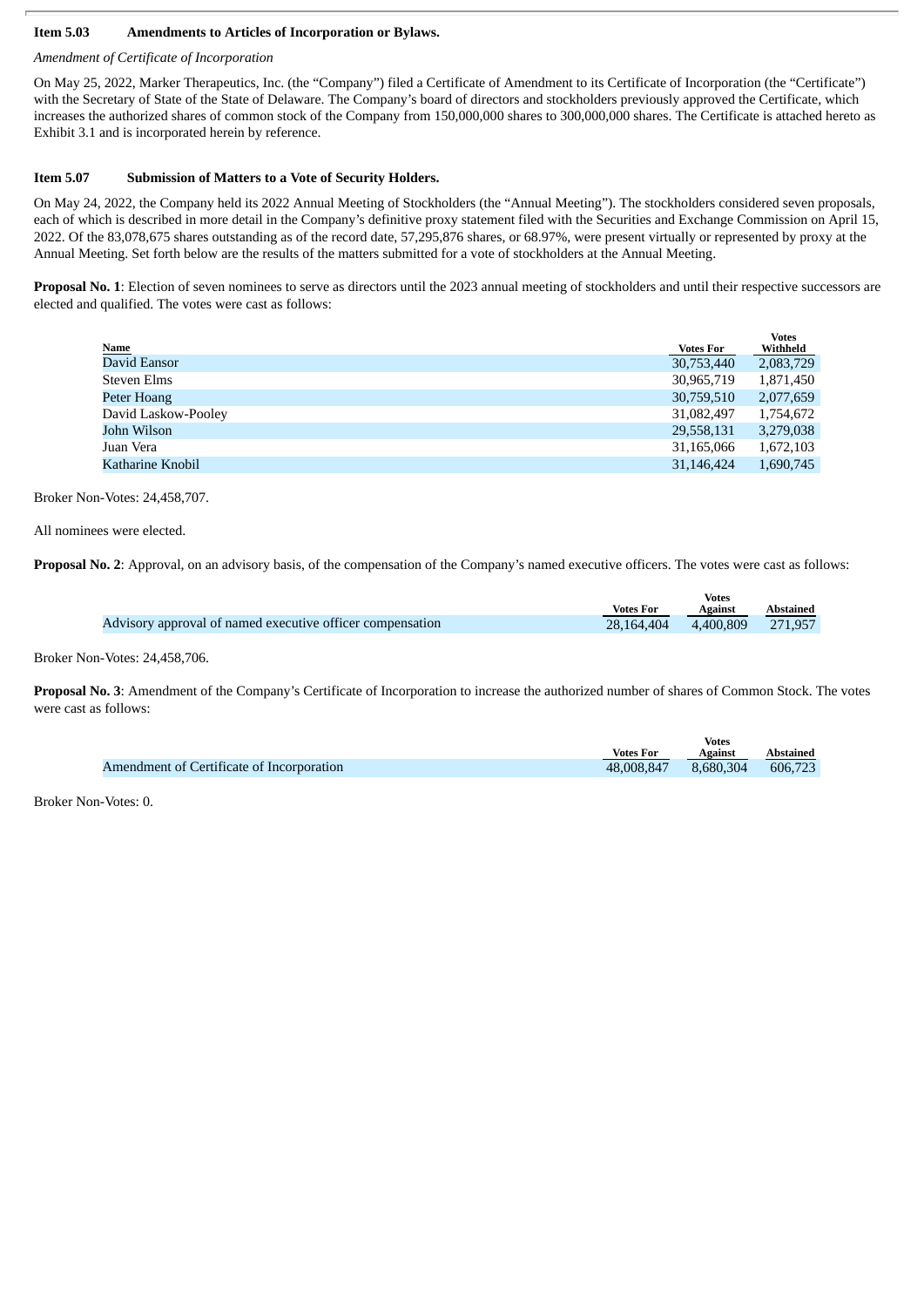**Item 5.03 Amendments to Articles of Incorporation or Bylaws.**

*Amendment of Certificate of Incorporation*

On May 25, 2022, Marker Therapeutics, Inc. (the "Company") filed a Certificate of Amendment to its Certificate of Incorporation (the "Certificate") with the Secretary of State of the State of Delaware. The Company's board of directors and stockholders previously approved the Certificate, which increases the authorized shares of common stock of the Company from 150,000,000 shares to 300,000,000 shares. The Certificate is attached hereto as Exhibit 3.1 and is incorporated herein by reference.

**Item 5.07 Submission of Matters to a Vote of Security Holders.**

On May 24, 2022, the Company held its 2022 Annual Meeting of Stockholders (the "Annual Meeting"). The stockholders considered seven proposals, each of which is described in more detail in the Company's definitive proxy statement filed with the Securities and Exchange Commission on April 15, 2022. Of the 83,078,675 shares outstanding as of the record date, 57,295,876 shares, or 68.97%, were present virtually or represented by proxy at the Annual Meeting. Set forth below are the results of the matters submitted for a vote of stockholders at the Annual Meeting.

**Proposal No. 1**: Election of seven nominees to serve as directors until the 2023 annual meeting of stockholders and until their respective successors are elected and qualified. The votes were cast as follows:

| Name | Votes For | Votes Withheld |
|---|---|---|
| David Eansor | 30,753,440 | 2,083,729 |
| Steven Elms | 30,965,719 | 1,871,450 |
| Peter Hoang | 30,759,510 | 2,077,659 |
| David Laskow-Pooley | 31,082,497 | 1,754,672 |
| John Wilson | 29,558,131 | 3,279,038 |
| Juan Vera | 31,165,066 | 1,672,103 |
| Katharine Knobil | 31,146,424 | 1,690,745 |

Broker Non-Votes: 24,458,707.

All nominees were elected.

**Proposal No. 2**: Approval, on an advisory basis, of the compensation of the Company's named executive officers. The votes were cast as follows:

| | Votes For | Votes Against | Abstained |
|---|---|---|---|
| Advisory approval of named executive officer compensation | 28,164,404 | 4,400,809 | 271,957 |

Broker Non-Votes: 24,458,706.

**Proposal No. 3**: Amendment of the Company's Certificate of Incorporation to increase the authorized number of shares of Common Stock. The votes were cast as follows:

| | Votes For | Votes Against | Abstained |
|---|---|---|---|
| Amendment of Certificate of Incorporation | 48,008,847 | 8,680,304 | 606,723 |

Broker Non-Votes: 0.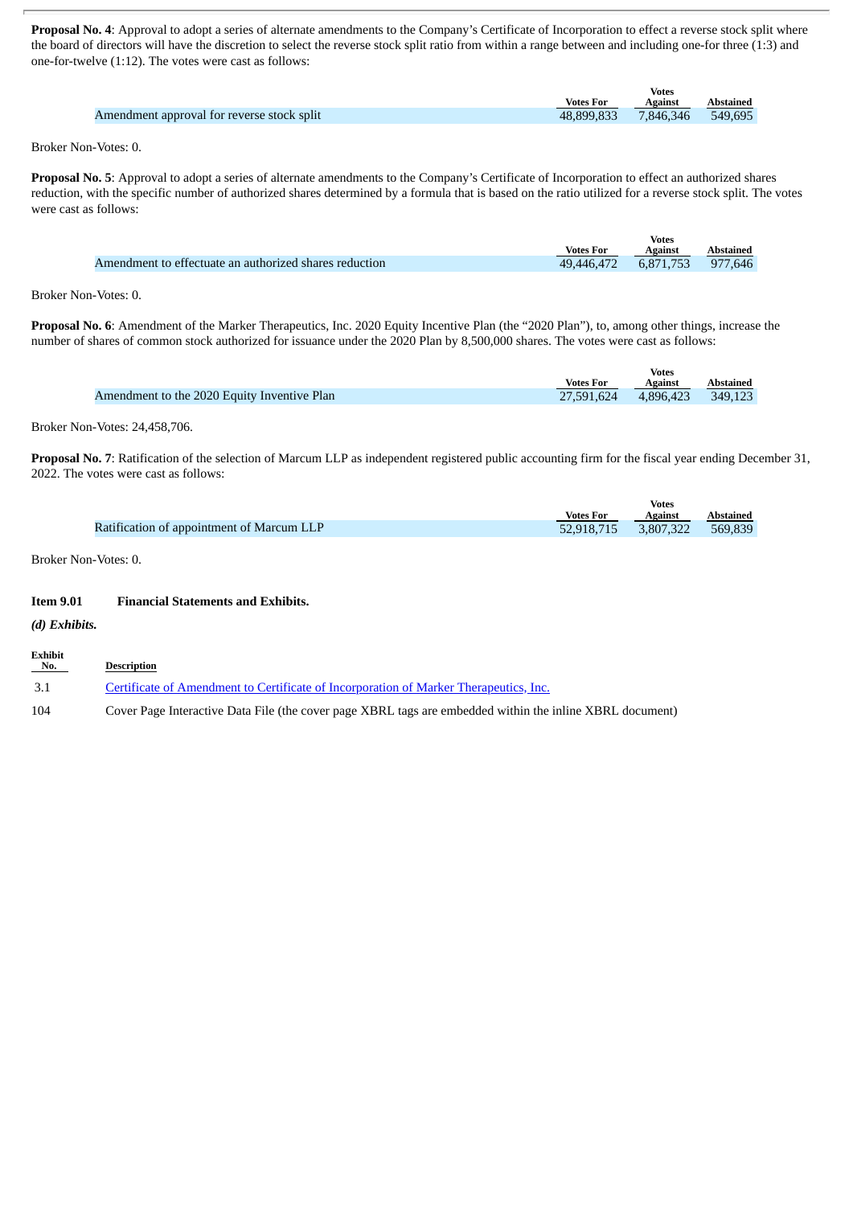**Proposal No. 4**: Approval to adopt a series of alternate amendments to the Company's Certificate of Incorporation to effect a reverse stock split where the board of directors will have the discretion to select the reverse stock split ratio from within a range between and including one-for three (1:3) and one-for-twelve (1:12). The votes were cast as follows:

| | Votes For | Votes Against | Abstained |
|---|---|---|---|
| Amendment approval for reverse stock split | 48,899,833 | 7,846,346 | 549,695 |

Broker Non-Votes: 0.

**Proposal No. 5**: Approval to adopt a series of alternate amendments to the Company's Certificate of Incorporation to effect an authorized shares reduction, with the specific number of authorized shares determined by a formula that is based on the ratio utilized for a reverse stock split. The votes were cast as follows:

| | Votes For | Votes Against | Abstained |
|---|---|---|---|
| Amendment to effectuate an authorized shares reduction | 49,446,472 | 6,871,753 | 977,646 |

Broker Non-Votes: 0.

**Proposal No. 6**: Amendment of the Marker Therapeutics, Inc. 2020 Equity Incentive Plan (the "2020 Plan"), to, among other things, increase the number of shares of common stock authorized for issuance under the 2020 Plan by 8,500,000 shares. The votes were cast as follows:

| | Votes For | Votes Against | Abstained |
|---|---|---|---|
| Amendment to the 2020 Equity Inventive Plan | 27,591,624 | 4,896,423 | 349,123 |

Broker Non-Votes: 24,458,706.

**Proposal No. 7**: Ratification of the selection of Marcum LLP as independent registered public accounting firm for the fiscal year ending December 31, 2022. The votes were cast as follows:

| | Votes For | Votes Against | Abstained |
|---|---|---|---|
| Ratification of appointment of Marcum LLP | 52,918,715 | 3,807,322 | 569,839 |

Broker Non-Votes: 0.

**Item 9.01 Financial Statements and Exhibits.**

***(d) Exhibits.***

| Exhibit No. | Description |
|---|---|
| 3.1 | Certificate of Amendment to Certificate of Incorporation of Marker Therapeutics, Inc. |
| 104 | Cover Page Interactive Data File (the cover page XBRL tags are embedded within the inline XBRL document) |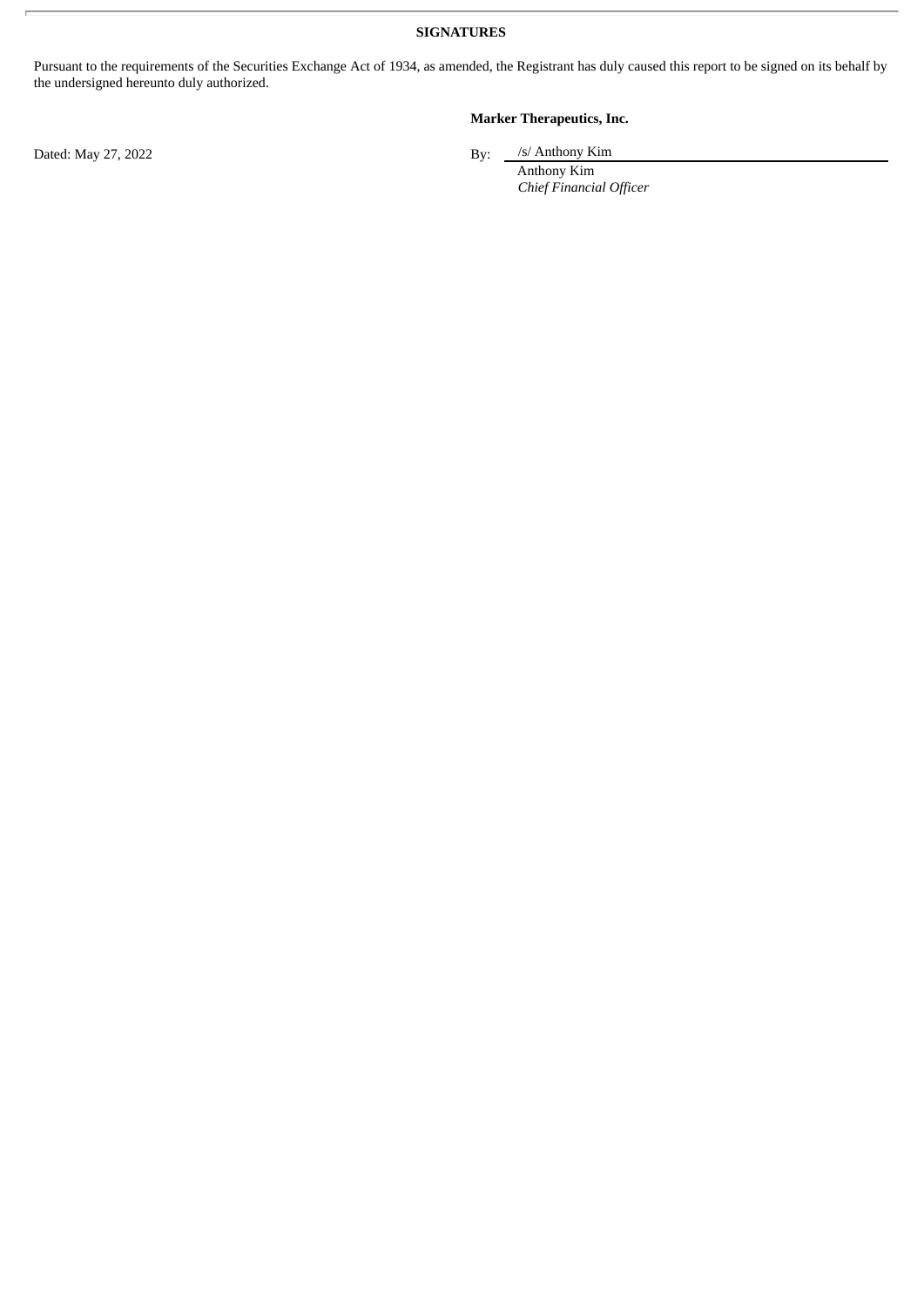**SIGNATURES**

Pursuant to the requirements of the Securities Exchange Act of 1934, as amended, the Registrant has duly caused this report to be signed on its behalf by the undersigned hereunto duly authorized.

**Marker Therapeutics, Inc.**

Dated: May 27, 2022

By: /s/ Anthony Kim
Anthony Kim
*Chief Financial Officer*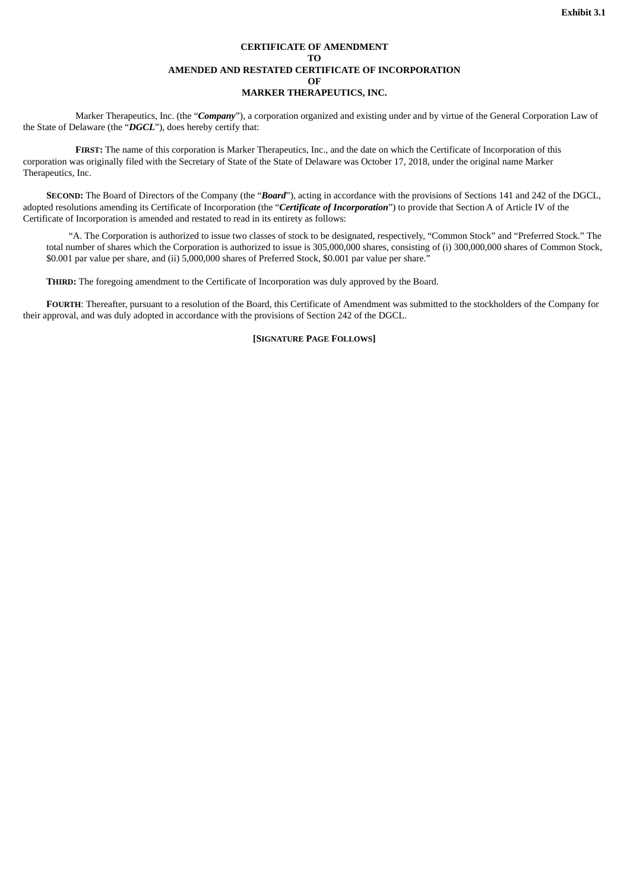**Exhibit 3.1**

**CERTIFICATE OF AMENDMENT**
**TO**
**AMENDED AND RESTATED CERTIFICATE OF INCORPORATION**
**OF**
**MARKER THERAPEUTICS, INC.**

Marker Therapeutics, Inc. (the "***Company***"), a corporation organized and existing under and by virtue of the General Corporation Law of the State of Delaware (the "***DGCL***"), does hereby certify that:

**FIRST:** The name of this corporation is Marker Therapeutics, Inc., and the date on which the Certificate of Incorporation of this corporation was originally filed with the Secretary of State of the State of Delaware was October 17, 2018, under the original name Marker Therapeutics, Inc.

**SECOND:** The Board of Directors of the Company (the "***Board***"), acting in accordance with the provisions of Sections 141 and 242 of the DGCL, adopted resolutions amending its Certificate of Incorporation (the "***Certificate of Incorporation***") to provide that Section A of Article IV of the Certificate of Incorporation is amended and restated to read in its entirety as follows:

> "A. The Corporation is authorized to issue two classes of stock to be designated, respectively, "Common Stock" and "Preferred Stock." The total number of shares which the Corporation is authorized to issue is 305,000,000 shares, consisting of (i) 300,000,000 shares of Common Stock, $0.001 par value per share, and (ii) 5,000,000 shares of Preferred Stock, $0.001 par value per share."

**THIRD:** The foregoing amendment to the Certificate of Incorporation was duly approved by the Board.

**FOURTH**: Thereafter, pursuant to a resolution of the Board, this Certificate of Amendment was submitted to the stockholders of the Company for their approval, and was duly adopted in accordance with the provisions of Section 242 of the DGCL.

**[SIGNATURE PAGE FOLLOWS]**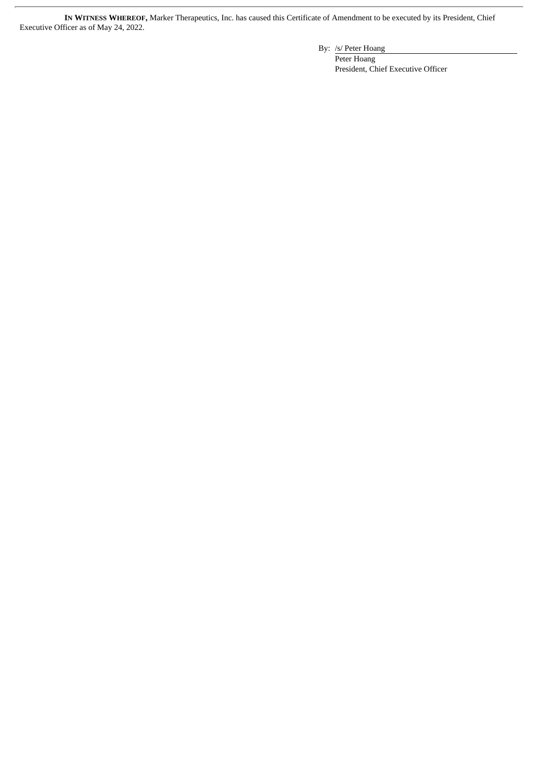**IN WITNESS WHEREOF,** Marker Therapeutics, Inc. has caused this Certificate of Amendment to be executed by its President, Chief Executive Officer as of May 24, 2022.

By: /s/ Peter Hoang

Peter Hoang

President, Chief Executive Officer